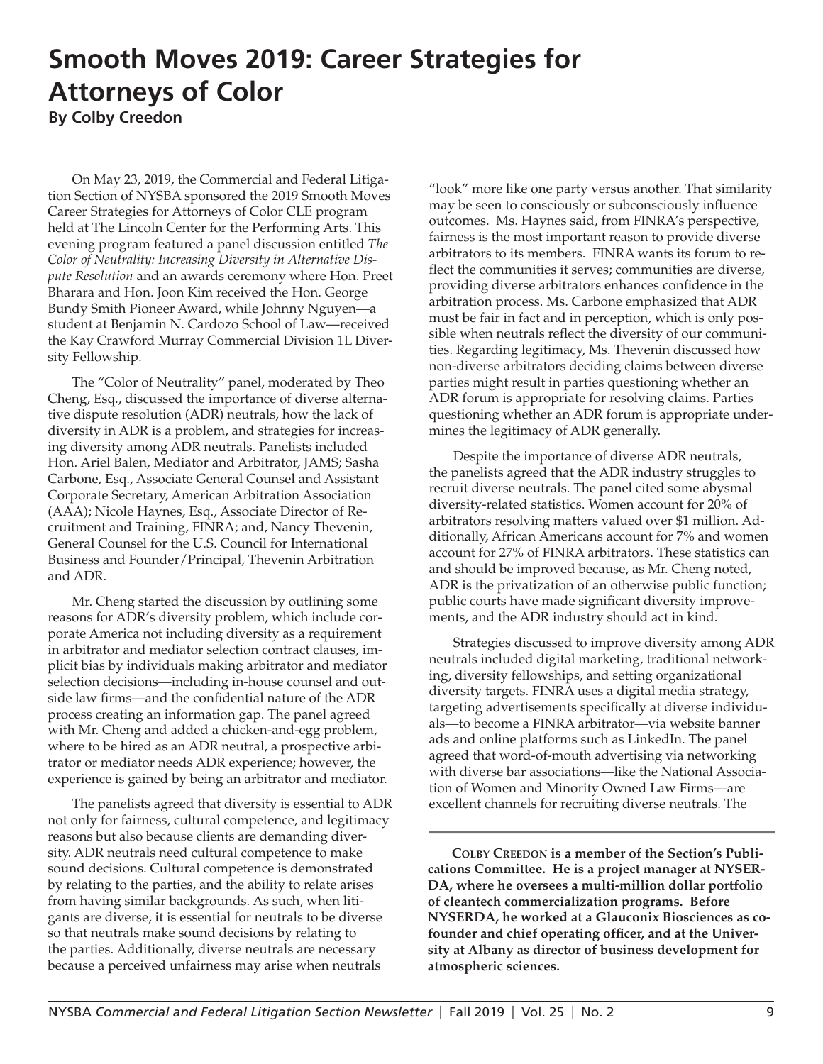# Smooth Moves 2019: Career Strategies for Attorneys of Color

**By Colby Creedon**

On May 23, 2019, the Commercial and Federal Litigation Section of NYSBA sponsored the 2019 Smooth Moves Career Strategies for Attorneys of Color CLE program held at The Lincoln Center for the Performing Arts. This evening program featured a panel discussion entitled *The Color of Neutrality: Increasing Diversity in Alternative Dispute Resolution* and an awards ceremony where Hon. Preet Bharara and Hon. Joon Kim received the Hon. George Bundy Smith Pioneer Award, while Johnny Nguyen—a student at Benjamin N. Cardozo School of Law—received the Kay Crawford Murray Commercial Division 1L Diversity Fellowship.

The "Color of Neutrality" panel, moderated by Theo Cheng, Esq., discussed the importance of diverse alternative dispute resolution (ADR) neutrals, how the lack of diversity in ADR is a problem, and strategies for increasing diversity among ADR neutrals. Panelists included Hon. Ariel Balen, Mediator and Arbitrator, JAMS; Sasha Carbone, Esq., Associate General Counsel and Assistant Corporate Secretary, American Arbitration Association (AAA); Nicole Haynes, Esq., Associate Director of Recruitment and Training, FINRA; and, Nancy Thevenin, General Counsel for the U.S. Council for International Business and Founder/Principal, Thevenin Arbitration and ADR.

Mr. Cheng started the discussion by outlining some reasons for ADR's diversity problem, which include corporate America not including diversity as a requirement in arbitrator and mediator selection contract clauses, implicit bias by individuals making arbitrator and mediator selection decisions—including in-house counsel and outside law firms—and the confidential nature of the ADR process creating an information gap. The panel agreed with Mr. Cheng and added a chicken-and-egg problem, where to be hired as an ADR neutral, a prospective arbitrator or mediator needs ADR experience; however, the experience is gained by being an arbitrator and mediator.

The panelists agreed that diversity is essential to ADR not only for fairness, cultural competence, and legitimacy reasons but also because clients are demanding diversity. ADR neutrals need cultural competence to make sound decisions. Cultural competence is demonstrated by relating to the parties, and the ability to relate arises from having similar backgrounds. As such, when litigants are diverse, it is essential for neutrals to be diverse so that neutrals make sound decisions by relating to the parties. Additionally, diverse neutrals are necessary because a perceived unfairness may arise when neutrals "look" more like one party versus another. That similarity may be seen to consciously or subconsciously influence outcomes. Ms. Haynes said, from FINRA's perspective, fairness is the most important reason to provide diverse arbitrators to its members. FINRA wants its forum to reflect the communities it serves; communities are diverse, providing diverse arbitrators enhances confidence in the arbitration process. Ms. Carbone emphasized that ADR must be fair in fact and in perception, which is only possible when neutrals reflect the diversity of our communities. Regarding legitimacy, Ms. Thevenin discussed how non-diverse arbitrators deciding claims between diverse parties might result in parties questioning whether an ADR forum is appropriate for resolving claims. Parties questioning whether an ADR forum is appropriate undermines the legitimacy of ADR generally.

Despite the importance of diverse ADR neutrals, the panelists agreed that the ADR industry struggles to recruit diverse neutrals. The panel cited some abysmal diversity-related statistics. Women account for 20% of arbitrators resolving matters valued over $1 million. Additionally, African Americans account for 7% and women account for 27% of FINRA arbitrators. These statistics can and should be improved because, as Mr. Cheng noted, ADR is the privatization of an otherwise public function; public courts have made significant diversity improvements, and the ADR industry should act in kind.

Strategies discussed to improve diversity among ADR neutrals included digital marketing, traditional networking, diversity fellowships, and setting organizational diversity targets. FINRA uses a digital media strategy, targeting advertisements specifically at diverse individuals—to become a FINRA arbitrator—via website banner ads and online platforms such as LinkedIn. The panel agreed that word-of-mouth advertising via networking with diverse bar associations—like the National Association of Women and Minority Owned Law Firms—are excellent channels for recruiting diverse neutrals. The

---

**Colby Creedon is a member of the Section's Publications Committee. He is a project manager at NYSERDA, where he oversees a multi-million dollar portfolio of cleantech commercialization programs. Before NYSERDA, he worked at a Glauconix Biosciences as co-founder and chief operating officer, and at the University at Albany as director of business development for atmospheric sciences.**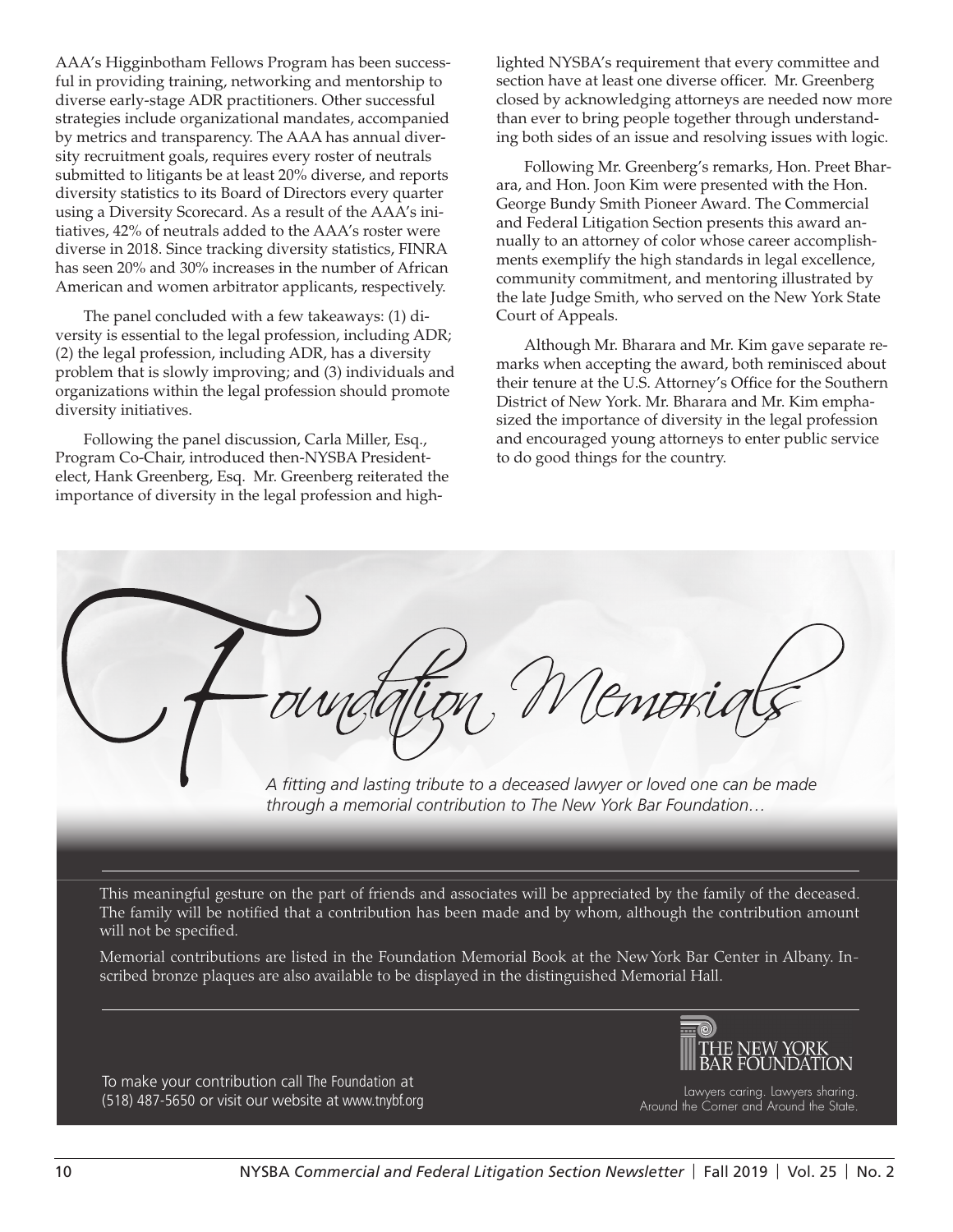AAA's Higginbotham Fellows Program has been successful in providing training, networking and mentorship to diverse early-stage ADR practitioners. Other successful strategies include organizational mandates, accompanied by metrics and transparency. The AAA has annual diversity recruitment goals, requires every roster of neutrals submitted to litigants be at least 20% diverse, and reports diversity statistics to its Board of Directors every quarter using a Diversity Scorecard. As a result of the AAA's initiatives, 42% of neutrals added to the AAA's roster were diverse in 2018. Since tracking diversity statistics, FINRA has seen 20% and 30% increases in the number of African American and women arbitrator applicants, respectively.

The panel concluded with a few takeaways: (1) diversity is essential to the legal profession, including ADR; (2) the legal profession, including ADR, has a diversity problem that is slowly improving; and (3) individuals and organizations within the legal profession should promote diversity initiatives.

Following the panel discussion, Carla Miller, Esq., Program Co-Chair, introduced then-NYSBA President-elect, Hank Greenberg, Esq. Mr. Greenberg reiterated the importance of diversity in the legal profession and highlighted NYSBA's requirement that every committee and section have at least one diverse officer. Mr. Greenberg closed by acknowledging attorneys are needed now more than ever to bring people together through understanding both sides of an issue and resolving issues with logic.

Following Mr. Greenberg's remarks, Hon. Preet Bharara, and Hon. Joon Kim were presented with the Hon. George Bundy Smith Pioneer Award. The Commercial and Federal Litigation Section presents this award annually to an attorney of color whose career accomplishments exemplify the high standards in legal excellence, community commitment, and mentoring illustrated by the late Judge Smith, who served on the New York State Court of Appeals.

Although Mr. Bharara and Mr. Kim gave separate remarks when accepting the award, both reminisced about their tenure at the U.S. Attorney's Office for the Southern District of New York. Mr. Bharara and Mr. Kim emphasized the importance of diversity in the legal profession and encouraged young attorneys to enter public service to do good things for the country.

# Foundation Memorials

*A fitting and lasting tribute to a deceased lawyer or loved one can be made through a memorial contribution to The New York Bar Foundation…*

This meaningful gesture on the part of friends and associates will be appreciated by the family of the deceased. The family will be notified that a contribution has been made and by whom, although the contribution amount will not be specified.

Memorial contributions are listed in the Foundation Memorial Book at the New York Bar Center in Albany. Inscribed bronze plaques are also available to be displayed in the distinguished Memorial Hall.

To make your contribution call The Foundation at (518) 487-5650 or visit our website at www.tnybf.org

THE NEW YORK BAR FOUNDATION

Lawyers caring. Lawyers sharing. Around the Corner and Around the State.